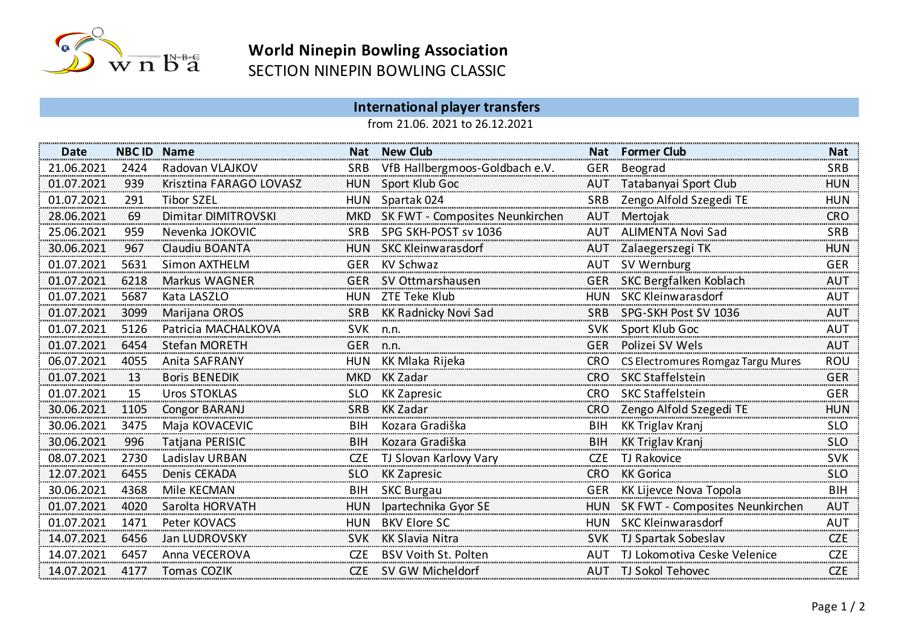# World Ninepin Bowling Association

SECTION NINEPIN BOWLING CLASSIC

## International player transfers

from 21.06. 2021 to 26.12.2021

| Date | NBC ID | Name | Nat | New Club | Nat | Former Club | Nat |
|---|---|---|---|---|---|---|---|
| 21.06.2021 | 2424 | Radovan VLAJKOV | SRB | VfB Hallbergmoos-Goldbach e.V. | GER | Beograd | SRB |
| 01.07.2021 | 939 | Krisztina FARAGO LOVASZ | HUN | Sport Klub Goc | AUT | Tatabanyai Sport Club | HUN |
| 01.07.2021 | 291 | Tibor SZEL | HUN | Spartak 024 | SRB | Zengo Alfold Szegedi TE | HUN |
| 28.06.2021 | 69 | Dimitar DIMITROVSKI | MKD | SK FWT - Composites Neunkirchen | AUT | Mertojak | CRO |
| 25.06.2021 | 959 | Nevenka JOKOVIC | SRB | SPG SKH-POST sv 1036 | AUT | ALIMENTA Novi Sad | SRB |
| 30.06.2021 | 967 | Claudiu BOANTA | HUN | SKC Kleinwarasdorf | AUT | Zalaegerszegi TK | HUN |
| 01.07.2021 | 5631 | Simon AXTHELM | GER | KV Schwaz | AUT | SV Wernburg | GER |
| 01.07.2021 | 6218 | Markus WAGNER | GER | SV Ottmarshausen | GER | SKC Bergfalken Koblach | AUT |
| 01.07.2021 | 5687 | Kata LASZLO | HUN | ZTE Teke Klub | HUN | SKC Kleinwarasdorf | AUT |
| 01.07.2021 | 3099 | Marijana OROS | SRB | KK Radnicky Novi Sad | SRB | SPG-SKH Post SV 1036 | AUT |
| 01.07.2021 | 5126 | Patricia MACHALKOVA | SVK | n.n. | SVK | Sport Klub Goc | AUT |
| 01.07.2021 | 6454 | Stefan MORETH | GER | n.n. | GER | Polizei SV Wels | AUT |
| 06.07.2021 | 4055 | Anita SAFRANY | HUN | KK Mlaka Rijeka | CRO | CS Electromures Romgaz Targu Mures | ROU |
| 01.07.2021 | 13 | Boris BENEDIK | MKD | KK Zadar | CRO | SKC Staffelstein | GER |
| 01.07.2021 | 15 | Uros STOKLAS | SLO | KK Zapresic | CRO | SKC Staffelstein | GER |
| 30.06.2021 | 1105 | Congor BARANJ | SRB | KK Zadar | CRO | Zengo Alfold Szegedi TE | HUN |
| 30.06.2021 | 3475 | Maja KOVACEVIC | BIH | Kozara Gradiška | BIH | KK Triglav Kranj | SLO |
| 30.06.2021 | 996 | Tatjana PERISIC | BIH | Kozara Gradiška | BIH | KK Triglav Kranj | SLO |
| 08.07.2021 | 2730 | Ladislav URBAN | CZE | TJ Slovan Karlovy Vary | CZE | TJ Rakovice | SVK |
| 12.07.2021 | 6455 | Denis CEKADA | SLO | KK Zapresic | CRO | KK Gorica | SLO |
| 30.06.2021 | 4368 | Mile KECMAN | BIH | SKC Burgau | GER | KK Lijevce Nova Topola | BIH |
| 01.07.2021 | 4020 | Sarolta HORVATH | HUN | Ipartechnika Gyor SE | HUN | SK FWT - Composites Neunkirchen | AUT |
| 01.07.2021 | 1471 | Peter KOVACS | HUN | BKV Elore SC | HUN | SKC Kleinwarasdorf | AUT |
| 14.07.2021 | 6456 | Jan LUDROVSKY | SVK | KK Slavia Nitra | SVK | TJ Spartak Sobeslav | CZE |
| 14.07.2021 | 6457 | Anna VECEROVA | CZE | BSV Voith St. Polten | AUT | TJ Lokomotiva Ceske Velenice | CZE |
| 14.07.2021 | 4177 | Tomas COZIK | CZE | SV GW Micheldorf | AUT | TJ Sokol Tehovec | CZE |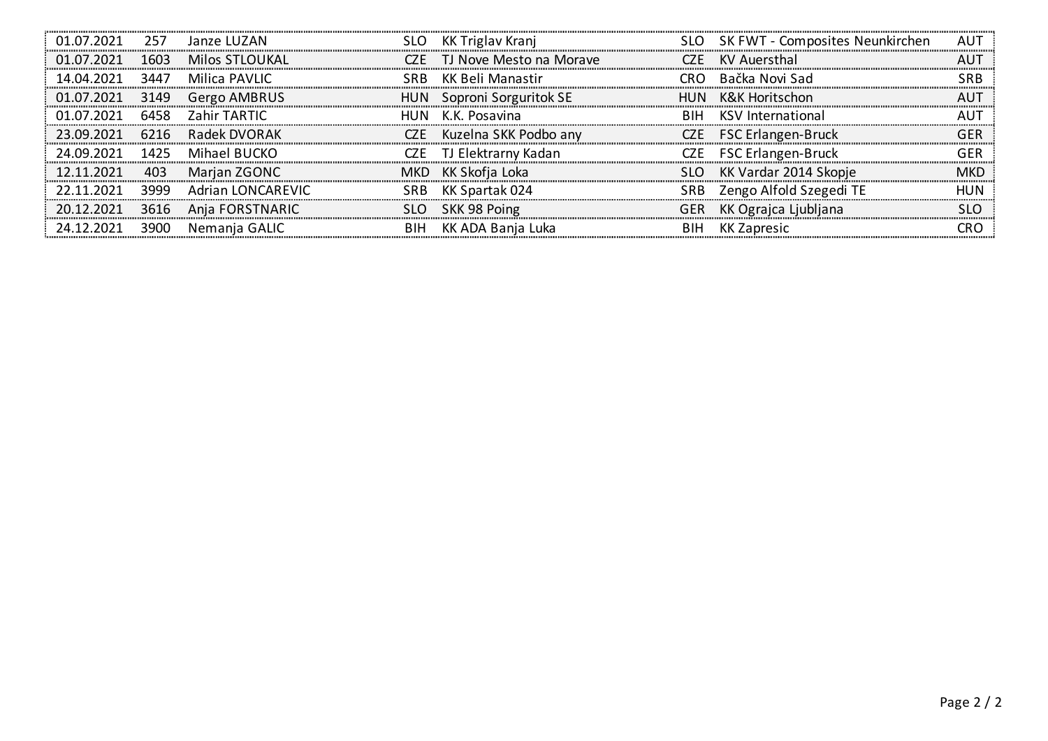| | | | | | | | |
|---|---|---|---|---|---|---|---|
| 01.07.2021 | 257 | Janze LUZAN | SLO | KK Triglav Kranj | SLO | SK FWT - Composites Neunkirchen | AUT |
| 01.07.2021 | 1603 | Milos STLOUKAL | CZE | TJ Nove Mesto na Morave | CZE | KV Auersthal | AUT |
| 14.04.2021 | 3447 | Milica PAVLIC | SRB | KK Beli Manastir | CRO | Bačka Novi Sad | SRB |
| 01.07.2021 | 3149 | Gergo AMBRUS | HUN | Soproni Sorguritok SE | HUN | K&K Horitschon | AUT |
| 01.07.2021 | 6458 | Zahir TARTIC | HUN | K.K. Posavina | BIH | KSV International | AUT |
| 23.09.2021 | 6216 | Radek DVORAK | CZE | Kuzelna SKK Podbo any | CZE | FSC Erlangen-Bruck | GER |
| 24.09.2021 | 1425 | Mihael BUCKO | CZE | TJ Elektrarny Kadan | CZE | FSC Erlangen-Bruck | GER |
| 12.11.2021 | 403 | Marjan ZGONC | MKD | KK Skofja Loka | SLO | KK Vardar 2014 Skopje | MKD |
| 22.11.2021 | 3999 | Adrian LONCAREVIC | SRB | KK Spartak 024 | SRB | Zengo Alfold Szegedi TE | HUN |
| 20.12.2021 | 3616 | Anja FORSTNARIC | SLO | SKK 98 Poing | GER | KK Ograjca Ljubljana | SLO |
| 24.12.2021 | 3900 | Nemanja GALIC | BIH | KK ADA Banja Luka | BIH | KK Zapresic | CRO |